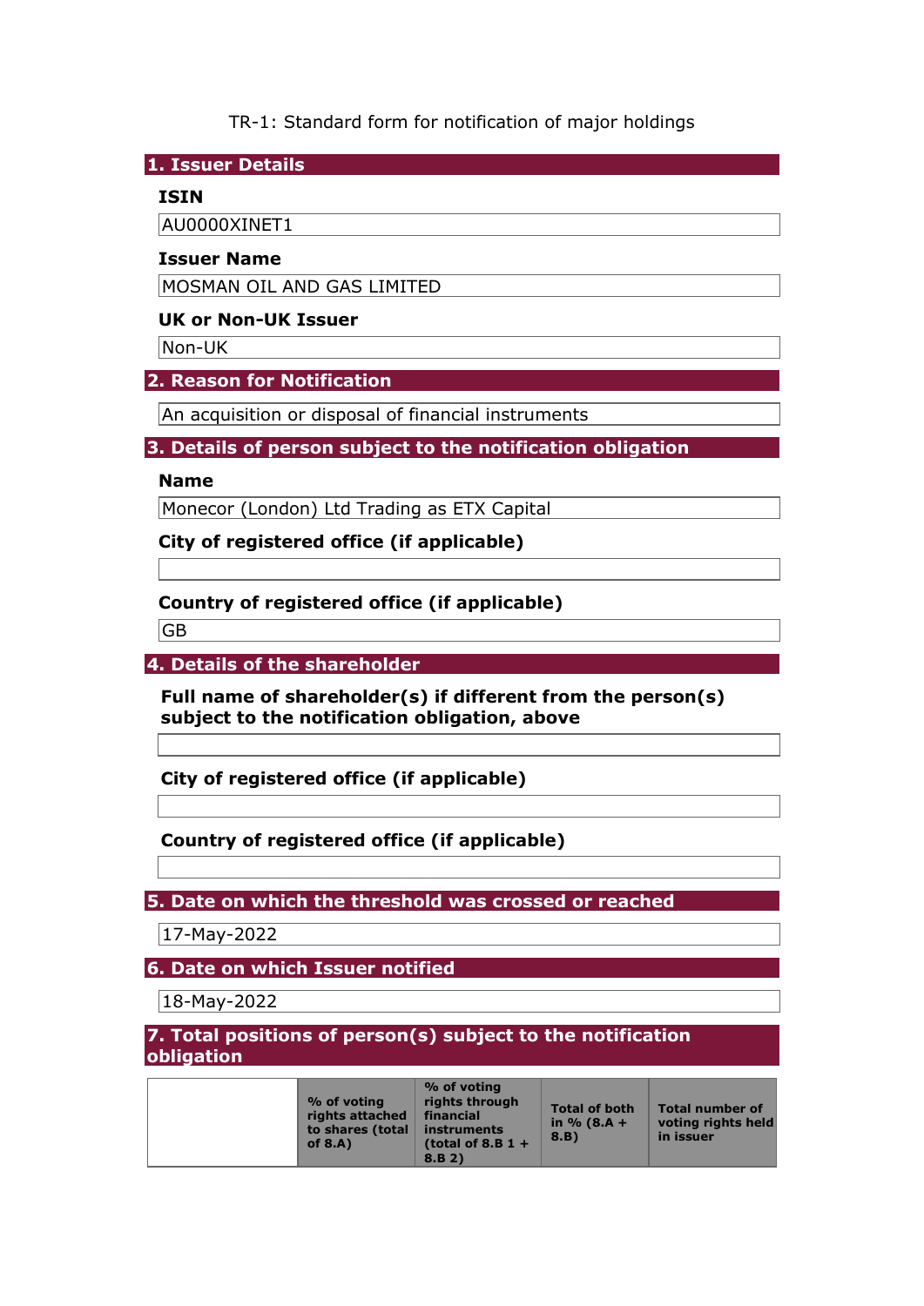TR-1: Standard form for notification of major holdings

## 1. Issuer Details

### ISIN

AU0000XINET1

### Issuer Name

MOSMAN OIL AND GAS LIMITED

### UK or Non-UK Issuer

Non-UK

## 2. Reason for Notification

An acquisition or disposal of financial instruments

## 3. Details of person subject to the notification obligation

### Name

Monecor (London) Ltd Trading as ETX Capital

### City of registered office (if applicable)

### Country of registered office (if applicable)

GB

## 4. Details of the shareholder

### Full name of shareholder(s) if different from the person(s) subject to the notification obligation, above

### City of registered office (if applicable)

### Country of registered office (if applicable)

## 5. Date on which the threshold was crossed or reached

17-May-2022

## 6. Date on which Issuer notified

18-May-2022

## 7. Total positions of person(s) subject to the notification obligation

| | % of voting rights attached to shares (total of 8.A) | % of voting rights through financial instruments (total of 8.B 1 + 8.B 2) | Total of both in % (8.A + 8.B) | Total number of voting rights held in issuer |
|---|---|---|---|---|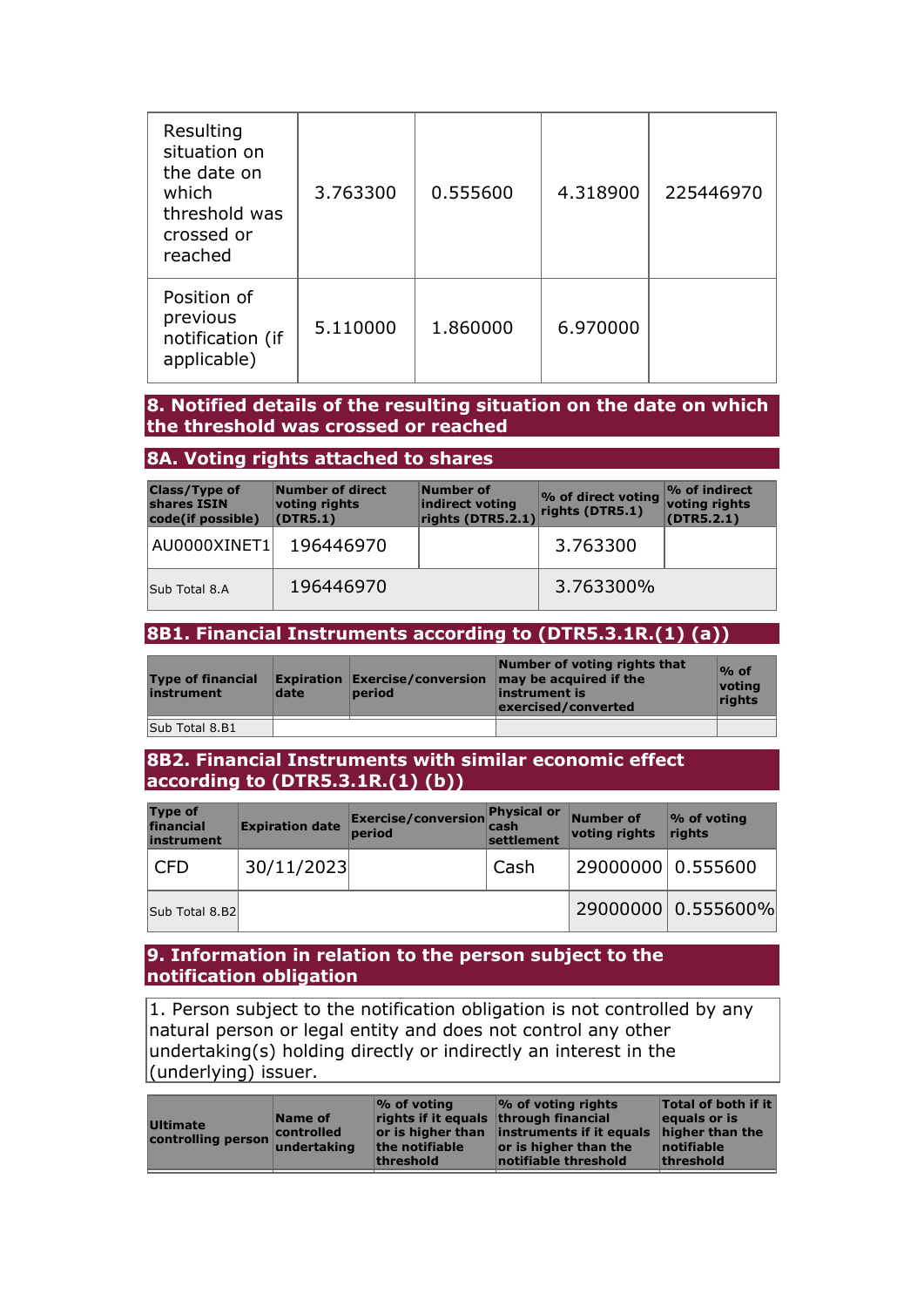| | | | | |
|---|---|---|---|---|
| Resulting situation on the date on which threshold was crossed or reached | 3.763300 | 0.555600 | 4.318900 | 225446970 |
| Position of previous notification (if applicable) | 5.110000 | 1.860000 | 6.970000 | |

## 8. Notified details of the resulting situation on the date on which the threshold was crossed or reached

### 8A. Voting rights attached to shares

| Class/Type of shares ISIN code(if possible) | Number of direct voting rights (DTR5.1) | Number of indirect voting rights (DTR5.2.1) | % of direct voting rights (DTR5.1) | % of indirect voting rights (DTR5.2.1) |
|---|---|---|---|---|
| AU0000XINET1 | 196446970 | | 3.763300 | |
| Sub Total 8.A | 196446970 | | 3.763300% | |

### 8B1. Financial Instruments according to (DTR5.3.1R.(1) (a))

| Type of financial instrument | Expiration date | Exercise/conversion period | Number of voting rights that may be acquired if the instrument is exercised/converted | % of voting rights |
|---|---|---|---|---|
| Sub Total 8.B1 | | | | |

### 8B2. Financial Instruments with similar economic effect according to (DTR5.3.1R.(1) (b))

| Type of financial instrument | Expiration date | Exercise/conversion period | Physical or cash settlement | Number of voting rights | % of voting rights |
|---|---|---|---|---|---|
| CFD | 30/11/2023 | | Cash | 29000000 | 0.555600 |
| Sub Total 8.B2 | | | | 29000000 | 0.555600% |

## 9. Information in relation to the person subject to the notification obligation

1. Person subject to the notification obligation is not controlled by any natural person or legal entity and does not control any other undertaking(s) holding directly or indirectly an interest in the (underlying) issuer.

| Ultimate controlling person | Name of controlled undertaking | % of voting rights if it equals or is higher than the notifiable threshold | % of voting rights through financial instruments if it equals or is higher than the notifiable threshold | Total of both if it equals or is higher than the notifiable threshold |
|---|---|---|---|---|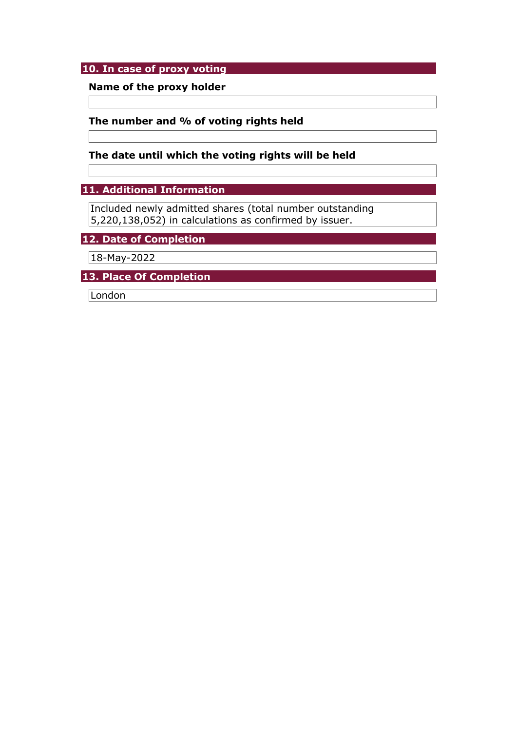## 10. In case of proxy voting

**Name of the proxy holder**

**The number and % of voting rights held**

**The date until which the voting rights will be held**

## 11. Additional Information

Included newly admitted shares (total number outstanding 5,220,138,052) in calculations as confirmed by issuer.

## 12. Date of Completion

18-May-2022

## 13. Place Of Completion

London